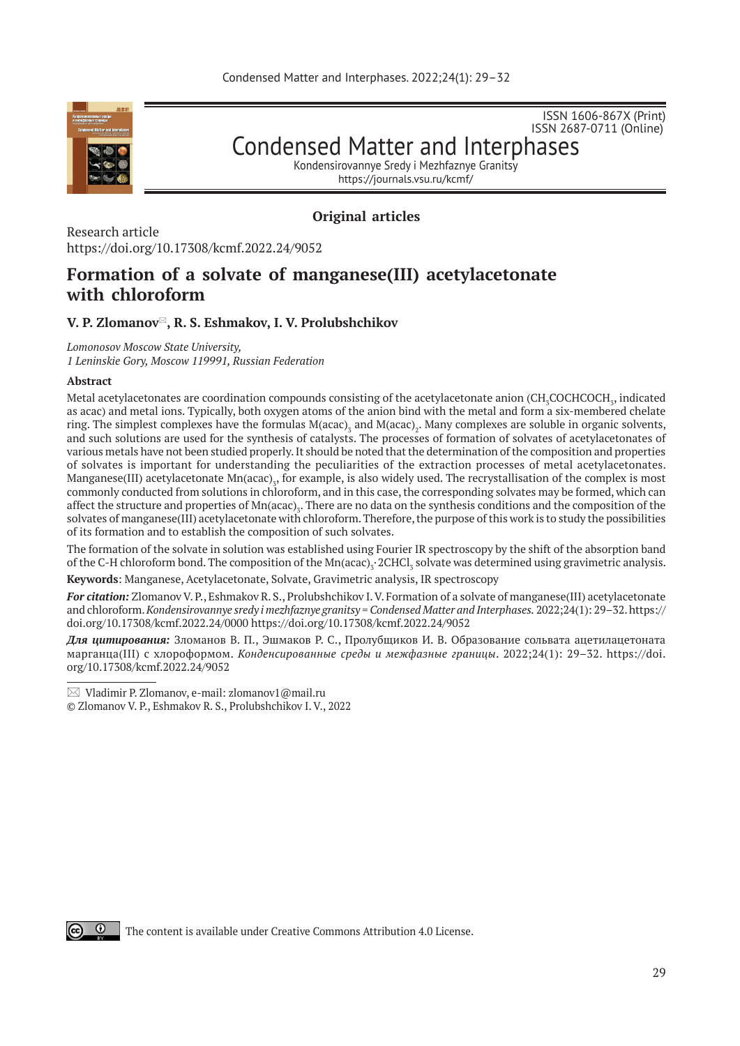ISSN 1606-867X (Print)
ISSN 2687-0711 (Online)

Condensed Matter and Interphases

Kondensirovannye Sredy i Mezhfaznye Granitsy

https://journals.vsu.ru/kcmf/

**Original articles**

Research article
https://doi.org/10.17308/kcmf.2022.24/9052

# Formation of a solvate of manganese(III) acetylacetonate with chloroform

**V. P. Zlomanov✉, R. S. Eshmakov, I. V. Prolubshchikov**

*Lomonosov Moscow State University,*
*1 Leninskie Gory, Moscow 119991, Russian Federation*

**Abstract**

Metal acetylacetonates are coordination compounds consisting of the acetylacetonate anion ($CH_3COCHCOCH_3$, indicated as acac) and metal ions. Typically, both oxygen atoms of the anion bind with the metal and form a six-membered chelate ring. The simplest complexes have the formulas $M(acac)_3$ and $M(acac)_2$. Many complexes are soluble in organic solvents, and such solutions are used for the synthesis of catalysts. The processes of formation of solvates of acetylacetonates of various metals have not been studied properly. It should be noted that the determination of the composition and properties of solvates is important for understanding the peculiarities of the extraction processes of metal acetylacetonates. Manganese(III) acetylacetonate $Mn(acac)_3$, for example, is also widely used. The recrystallisation of the complex is most commonly conducted from solutions in chloroform, and in this case, the corresponding solvates may be formed, which can affect the structure and properties of $Mn(acac)_3$. There are no data on the synthesis conditions and the composition of the solvates of manganese(III) acetylacetonate with chloroform. Therefore, the purpose of this work is to study the possibilities of its formation and to establish the composition of such solvates.

The formation of the solvate in solution was established using Fourier IR spectroscopy by the shift of the absorption band of the C-H chloroform bond. The composition of the $Mn(acac)_3 \cdot 2CHCl_3$ solvate was determined using gravimetric analysis.

**Keywords**: Manganese, Acetylacetonate, Solvate, Gravimetric analysis, IR spectroscopy

***For citation:*** Zlomanov V. P., Eshmakov R. S., Prolubshchikov I. V. Formation of a solvate of manganese(III) acetylacetonate and chloroform. *Kondensirovannye sredy i mezhfaznye granitsy = Condensed Matter and Interphases.* 2022;24(1): 29–32. https://doi.org/10.17308/kcmf.2022.24/0000 https://doi.org/10.17308/kcmf.2022.24/9052

***Для цитирования:*** Зломанов В. П., Эшмаков Р. С., Пролубщиков И. В. Образование сольвата ацетилацетоната марганца(III) с хлороформом. *Конденсированные среды и межфазные границы*. 2022;24(1): 29–32. https://doi.org/10.17308/kcmf.2022.24/9052

✉ Vladimir P. Zlomanov, e-mail: zlomanov1@mail.ru

© Zlomanov V. P., Eshmakov R. S., Prolubshchikov I. V., 2022

The content is available under Creative Commons Attribution 4.0 License.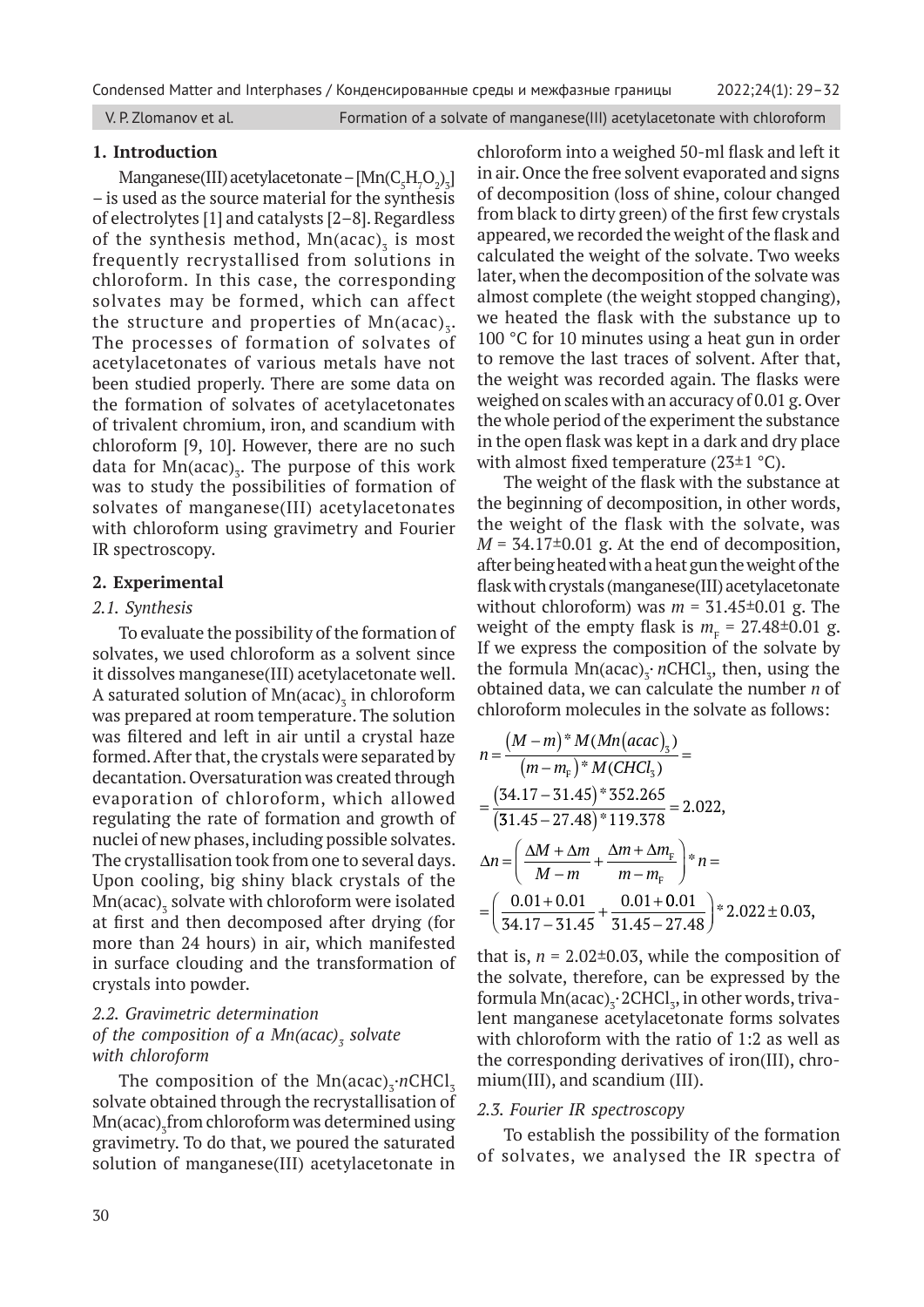## 1. Introduction

Manganese(III) acetylacetonate – $[Mn(C_5H_7O_2)_3]$ – is used as the source material for the synthesis of electrolytes [1] and catalysts [2–8]. Regardless of the synthesis method, $Mn(acac)_3$ is most frequently recrystallised from solutions in chloroform. In this case, the corresponding solvates may be formed, which can affect the structure and properties of $Mn(acac)_3$. The processes of formation of solvates of acetylacetonates of various metals have not been studied properly. There are some data on the formation of solvates of acetylacetonates of trivalent chromium, iron, and scandium with chloroform [9, 10]. However, there are no such data for $Mn(acac)_3$. The purpose of this work was to study the possibilities of formation of solvates of manganese(III) acetylacetonates with chloroform using gravimetry and Fourier IR spectroscopy.

## 2. Experimental

### *2.1. Synthesis*

To evaluate the possibility of the formation of solvates, we used chloroform as a solvent since it dissolves manganese(III) acetylacetonate well. A saturated solution of $Mn(acac)_3$ in chloroform was prepared at room temperature. The solution was filtered and left in air until a crystal haze formed. After that, the crystals were separated by decantation. Oversaturation was created through evaporation of chloroform, which allowed regulating the rate of formation and growth of nuclei of new phases, including possible solvates. The crystallisation took from one to several days. Upon cooling, big shiny black crystals of the $Mn(acac)_3$ solvate with chloroform were isolated at first and then decomposed after drying (for more than 24 hours) in air, which manifested in surface clouding and the transformation of crystals into powder.

### *2.2. Gravimetric determination of the composition of a $Mn(acac)_3$ solvate with chloroform*

The composition of the $Mn(acac)_3 \cdot nCHCl_3$ solvate obtained through the recrystallisation of $Mn(acac)_3$ from chloroform was determined using gravimetry. To do that, we poured the saturated solution of manganese(III) acetylacetonate in chloroform into a weighed 50-ml flask and left it in air. Once the free solvent evaporated and signs of decomposition (loss of shine, colour changed from black to dirty green) of the first few crystals appeared, we recorded the weight of the flask and calculated the weight of the solvate. Two weeks later, when the decomposition of the solvate was almost complete (the weight stopped changing), we heated the flask with the substance up to 100 °C for 10 minutes using a heat gun in order to remove the last traces of solvent. After that, the weight was recorded again. The flasks were weighed on scales with an accuracy of 0.01 g. Over the whole period of the experiment the substance in the open flask was kept in a dark and dry place with almost fixed temperature (23±1 °C).

The weight of the flask with the substance at the beginning of decomposition, in other words, the weight of the flask with the solvate, was $M$ = 34.17±0.01 g. At the end of decomposition, after being heated with a heat gun the weight of the flask with crystals (manganese(III) acetylacetonate without chloroform) was $m$ = 31.45±0.01 g. The weight of the empty flask is $m_F$ = 27.48±0.01 g. If we express the composition of the solvate by the formula $Mn(acac)_3 \cdot nCHCl_3$, then, using the obtained data, we can calculate the number $n$ of chloroform molecules in the solvate as follows:

$$n = \frac{(M - m) * M(Mn(acac)_3)}{(m - m_F) * M(CHCl_3)} = \frac{(34.17 - 31.45) * 352.265}{(31.45 - 27.48) * 119.378} = 2.022,$$

$$\Delta n = \left( \frac{\Delta M + \Delta m}{M - m} + \frac{\Delta m + \Delta m_F}{m - m_F} \right) * n = \left( \frac{0.01 + 0.01}{34.17 - 31.45} + \frac{0.01 + 0.01}{31.45 - 27.48} \right) * 2.022 \pm 0.03,$$

that is, $n$ = 2.02±0.03, while the composition of the solvate, therefore, can be expressed by the formula $Mn(acac)_3 \cdot 2CHCl_3$, in other words, trivalent manganese acetylacetonate forms solvates with chloroform with the ratio of 1:2 as well as the corresponding derivatives of iron(III), chromium(III), and scandium (III).

### *2.3. Fourier IR spectroscopy*

To establish the possibility of the formation of solvates, we analysed the IR spectra of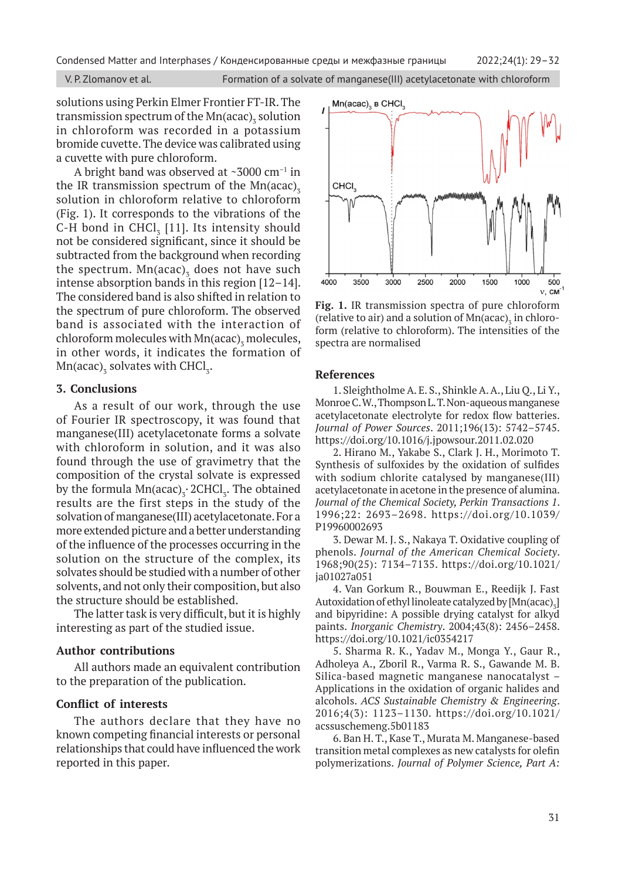solutions using Perkin Elmer Frontier FT-IR. The transmission spectrum of the $Mn(acac)_3$ solution in chloroform was recorded in a potassium bromide cuvette. The device was calibrated using a cuvette with pure chloroform.

A bright band was observed at ~3000 cm$^{-1}$ in the IR transmission spectrum of the $Mn(acac)_3$ solution in chloroform relative to chloroform (Fig. 1). It corresponds to the vibrations of the C-H bond in $CHCl_3$ [11]. Its intensity should not be considered significant, since it should be subtracted from the background when recording the spectrum. $Mn(acac)_3$ does not have such intense absorption bands in this region [12–14]. The considered band is also shifted in relation to the spectrum of pure chloroform. The observed band is associated with the interaction of chloroform molecules with $Mn(acac)_3$ molecules, in other words, it indicates the formation of $Mn(acac)_3$ solvates with $CHCl_3$.

## 3. Conclusions

As a result of our work, through the use of Fourier IR spectroscopy, it was found that manganese(III) acetylacetonate forms a solvate with chloroform in solution, and it was also found through the use of gravimetry that the composition of the crystal solvate is expressed by the formula $Mn(acac)_3 \cdot 2CHCl_3$. The obtained results are the first steps in the study of the solvation of manganese(III) acetylacetonate. For a more extended picture and a better understanding of the influence of the processes occurring in the solution on the structure of the complex, its solvates should be studied with a number of other solvents, and not only their composition, but also the structure should be established.

The latter task is very difficult, but it is highly interesting as part of the studied issue.

## Author contributions

All authors made an equivalent contribution to the preparation of the publication.

## Conflict of interests

The authors declare that they have no known competing financial interests or personal relationships that could have influenced the work reported in this paper.

I

$Mn(acac)_3$ в $CHCl_3$

$CHCl_3$

4000 3500 3000 2500 2000 1500 1000 500

ν, cm$^{-1}$

**Fig. 1.** IR transmission spectra of pure chloroform (relative to air) and a solution of $Mn(acac)_3$ in chloroform (relative to chloroform). The intensities of the spectra are normalised

## References

1. Sleightholme A. E. S., Shinkle A. A., Liu Q., Li Y., Monroe C. W., Thompson L. T. Non-aqueous manganese acetylacetonate electrolyte for redox flow batteries. *Journal of Power Sources*. 2011;196(13): 5742–5745. https://doi.org/10.1016/j.jpowsour.2011.02.020

2. Hirano M., Yakabe S., Clark J. H., Morimoto T. Synthesis of sulfoxides by the oxidation of sulfides with sodium chlorite catalysed by manganese(III) acetylacetonate in acetone in the presence of alumina. *Journal of the Chemical Society, Perkin Transactions 1*. 1996;22: 2693–2698. https://doi.org/10.1039/P19960002693

3. Dewar M. J. S., Nakaya T. Oxidative coupling of phenols. *Journal of the American Chemical Society*. 1968;90(25): 7134–7135. https://doi.org/10.1021/ja01027a051

4. Van Gorkum R., Bouwman E., Reedijk J. Fast Autoxidation of ethyl linoleate catalyzed by $[Mn(acac)_3]$ and bipyridine: A possible drying catalyst for alkyd paints. *Inorganic Chemistry*. 2004;43(8): 2456–2458. https://doi.org/10.1021/ic0354217

5. Sharma R. K., Yadav M., Monga Y., Gaur R., Adholeya A., Zboril R., Varma R. S., Gawande M. B. Silica-based magnetic manganese nanocatalyst – Applications in the oxidation of organic halides and alcohols. *ACS Sustainable Chemistry & Engineering*. 2016;4(3): 1123–1130. https://doi.org/10.1021/acssuschemeng.5b01183

6. Ban H. T., Kase T., Murata M. Manganese-based transition metal complexes as new catalysts for olefin polymerizations. *Journal of Polymer Science, Part A:*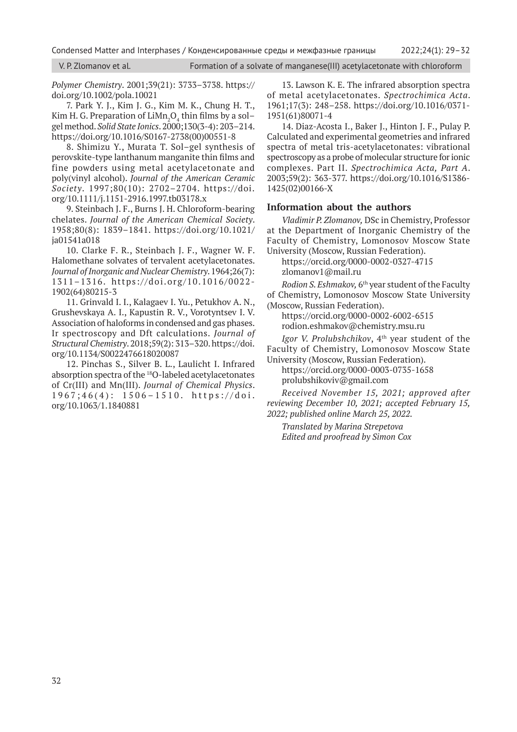*Polymer Chemistry*. 2001;39(21): 3733–3738. https://doi.org/10.1002/pola.10021

7. Park Y. J., Kim J. G., Kim M. K., Chung H. T., Kim H. G. Preparation of $LiMn_2O_4$ thin films by a sol–gel method. *Solid State Ionics*. 2000;130(3-4): 203–214. https://doi.org/10.1016/S0167-2738(00)00551-8

8. Shimizu Y., Murata T. Sol–gel synthesis of perovskite-type lanthanum manganite thin films and fine powders using metal acetylacetonate and poly(vinyl alcohol). *Journal of the American Ceramic Society*. 1997;80(10): 2702–2704. https://doi.org/10.1111/j.1151-2916.1997.tb03178.x

9. Steinbach J. F., Burns J. H. Chloroform-bearing chelates. *Journal of the American Chemical Society*. 1958;80(8): 1839–1841. https://doi.org/10.1021/ja01541a018

10. Clarke F. R., Steinbach J. F., Wagner W. F. Halomethane solvates of tervalent acetylacetonates. *Journal of Inorganic and Nuclear Chemistry*. 1964;26(7): 1311–1316. https://doi.org/10.1016/0022-1902(64)80215-3

11. Grinvald I. I., Kalagaev I. Yu., Petukhov A. N., Grushevskaya A. I., Kapustin R. V., Vorotyntsev I. V. Association of haloforms in condensed and gas phases. Ir spectroscopy and Dft calculations. *Journal of Structural Chemistry*. 2018;59(2): 313–320. https://doi.org/10.1134/S0022476618020087

12. Pinchas S., Silver B. L., Laulicht I. Infrared absorption spectra of the $^{18}O$-labeled acetylacetonates of Cr(III) and Mn(III). *Journal of Chemical Physics*. 1967;46(4): 1506–1510. https://doi.org/10.1063/1.1840881

13. Lawson K. E. The infrared absorption spectra of metal acetylacetonates. *Spectrochimica Acta*. 1961;17(3): 248–258. https://doi.org/10.1016/0371-1951(61)80071-4

14. Diaz-Acosta I., Baker J., Hinton J. F., Pulay P. Calculated and experimental geometries and infrared spectra of metal tris-acetylacetonates: vibrational spectroscopy as a probe of molecular structure for ionic complexes. Part II. *Spectrochimica Acta, Part A*. 2003;59(2): 363-377. https://doi.org/10.1016/S1386-1425(02)00166-X

## Information about the authors

*Vladimir P. Zlomanov,* DSc in Chemistry, Professor at the Department of Inorganic Chemistry of the Faculty of Chemistry, Lomonosov Moscow State University (Moscow, Russian Federation).

https://orcid.org/0000-0002-0327-4715
zlomanov1@mail.ru

*Rodion S. Eshmakov,* 6th year student of the Faculty of Chemistry, Lomonosov Moscow State University (Moscow, Russian Federation).

https://orcid.org/0000-0002-6002-6515
rodion.eshmakov@chemistry.msu.ru

*Igor V. Prolubshchikov*, 4th year student of the Faculty of Chemistry, Lomonosov Moscow State University (Moscow, Russian Federation).

https://orcid.org/0000-0003-0735-1658
prolubshikoviv@gmail.com

*Received November 15, 2021; approved after reviewing December 10, 2021; accepted February 15, 2022; published online March 25, 2022.*

*Translated by Marina Strepetova*
*Edited and proofread by Simon Cox*